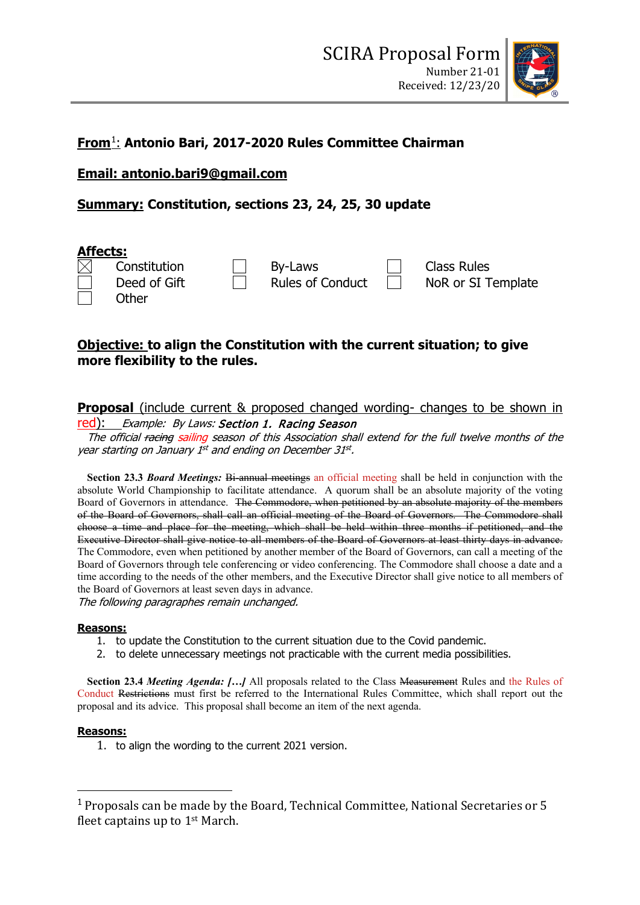# SCIRA Proposal Form

Number 21-01
Received: 12/23/20

**From[1]: Antonio Bari, 2017-2020 Rules Committee Chairman**

**Email: antonio.bari9@gmail.com**

**Summary: Constitution, sections 23, 24, 25, 30 update**

**Affects:**

- [x] Constitution
- [ ] By-Laws
- [ ] Class Rules
- [ ] Deed of Gift
- [ ] Rules of Conduct
- [ ] NoR or SI Template
- [ ] Other

**Objective: to align the Constitution with the current situation; to give more flexibility to the rules.**

**Proposal** (include current & proposed changed wording- changes to be shown in red): *Example: By Laws:* ***Section 1. Racing Season***

*The official ~~racing~~ sailing season of this Association shall extend for the full twelve months of the year starting on January 1st and ending on December 31st.*

**Section 23.3** ***Board Meetings:*** ~~Bi-annual meetings~~ an official meeting shall be held in conjunction with the absolute World Championship to facilitate attendance. A quorum shall be an absolute majority of the voting Board of Governors in attendance. ~~The Commodore, when petitioned by an absolute majority of the members of the Board of Governors, shall call an official meeting of the Board of Governors. The Commodore shall choose a time and place for the meeting, which shall be held within three months if petitioned, and the Executive Director shall give notice to all members of the Board of Governors at least thirty days in advance.~~ The Commodore, even when petitioned by another member of the Board of Governors, can call a meeting of the Board of Governors through tele conferencing or video conferencing. The Commodore shall choose a date and a time according to the needs of the other members, and the Executive Director shall give notice to all members of the Board of Governors at least seven days in advance.

*The following paragraphs remain unchanged.*

**Reasons:**

1. to update the Constitution to the current situation due to the Covid pandemic.
2. to delete unnecessary meetings not practicable with the current media possibilities.

**Section 23.4** ***Meeting Agenda: […]*** All proposals related to the Class ~~Measurement~~ Rules and the Rules of Conduct ~~Restrictions~~ must first be referred to the International Rules Committee, which shall report out the proposal and its advice. This proposal shall become an item of the next agenda.

**Reasons:**

1. to align the wording to the current 2021 version.

---

[1] Proposals can be made by the Board, Technical Committee, National Secretaries or 5 fleet captains up to 1st March.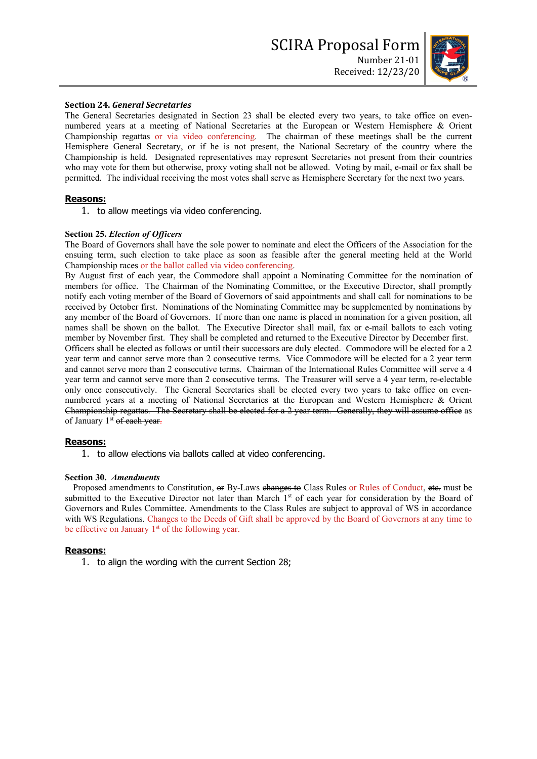# SCIRA Proposal Form

Number 21-01
Received: 12/23/20

**Section 24.** ***General Secretaries***

The General Secretaries designated in Section 23 shall be elected every two years, to take office on even-numbered years at a meeting of National Secretaries at the European or Western Hemisphere & Orient Championship regattas or via video conferencing. The chairman of these meetings shall be the current Hemisphere General Secretary, or if he is not present, the National Secretary of the country where the Championship is held. Designated representatives may represent Secretaries not present from their countries who may vote for them but otherwise, proxy voting shall not be allowed. Voting by mail, e-mail or fax shall be permitted. The individual receiving the most votes shall serve as Hemisphere Secretary for the next two years.

**Reasons:**

1. to allow meetings via video conferencing.

**Section 25.** ***Election of Officers***

The Board of Governors shall have the sole power to nominate and elect the Officers of the Association for the ensuing term, such election to take place as soon as feasible after the general meeting held at the World Championship races or the ballot called via video conferencing.

By August first of each year, the Commodore shall appoint a Nominating Committee for the nomination of members for office. The Chairman of the Nominating Committee, or the Executive Director, shall promptly notify each voting member of the Board of Governors of said appointments and shall call for nominations to be received by October first. Nominations of the Nominating Committee may be supplemented by nominations by any member of the Board of Governors. If more than one name is placed in nomination for a given position, all names shall be shown on the ballot. The Executive Director shall mail, fax or e-mail ballots to each voting member by November first. They shall be completed and returned to the Executive Director by December first.

Officers shall be elected as follows or until their successors are duly elected. Commodore will be elected for a 2 year term and cannot serve more than 2 consecutive terms. Vice Commodore will be elected for a 2 year term and cannot serve more than 2 consecutive terms. Chairman of the International Rules Committee will serve a 4 year term and cannot serve more than 2 consecutive terms. The Treasurer will serve a 4 year term, re-electable only once consecutively. The General Secretaries shall be elected every two years to take office on even-numbered years ~~at a meeting of National Secretaries at the European and Western Hemisphere & Orient Championship regattas. The Secretary shall be elected for a 2 year term. Generally, they will assume office~~ as of January 1st ~~of each year~~.

**Reasons:**

1. to allow elections via ballots called at video conferencing.

**Section 30.** ***Amendments***

Proposed amendments to Constitution, ~~or~~ By-Laws ~~changes to~~ Class Rules or Rules of Conduct, ~~etc.~~ must be submitted to the Executive Director not later than March 1st of each year for consideration by the Board of Governors and Rules Committee. Amendments to the Class Rules are subject to approval of WS in accordance with WS Regulations. Changes to the Deeds of Gift shall be approved by the Board of Governors at any time to be effective on January 1st of the following year.

**Reasons:**

1. to align the wording with the current Section 28;